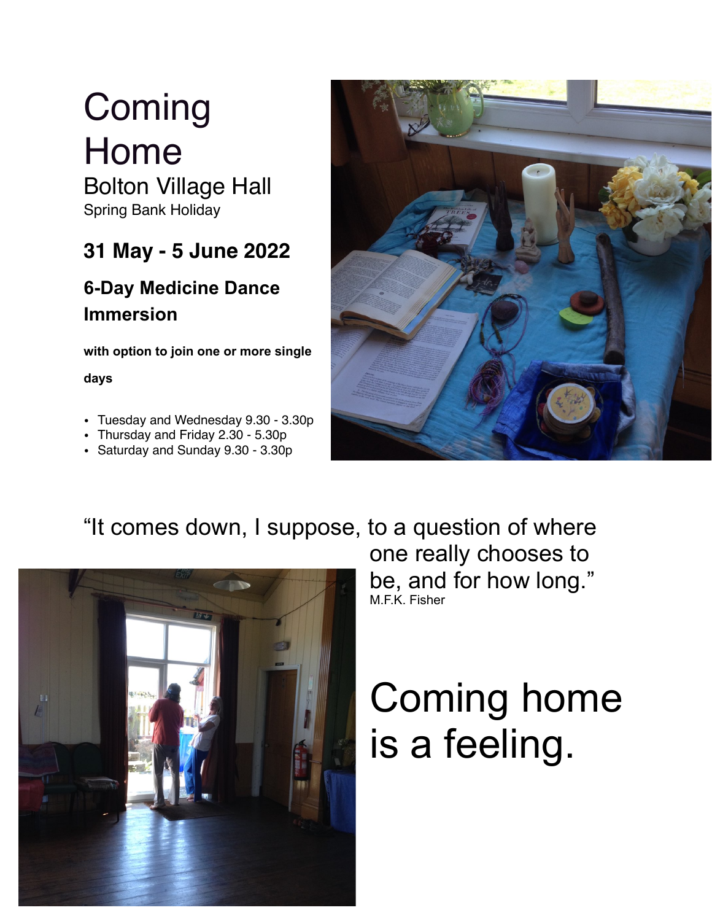# Coming Home

## Bolton Village Hall

Spring Bank Holiday

### 31 May - 5 June 2022

### 6-Day Medicine Dance Immersion

**with option to join one or more single days**

- Tuesday and Wednesday 9.30 - 3.30p
- Thursday and Friday 2.30 - 5.30p
- Saturday and Sunday 9.30 - 3.30p

"It comes down, I suppose, to a question of where one really chooses to be, and for how long."

M.F.K. Fisher

# Coming home is a feeling.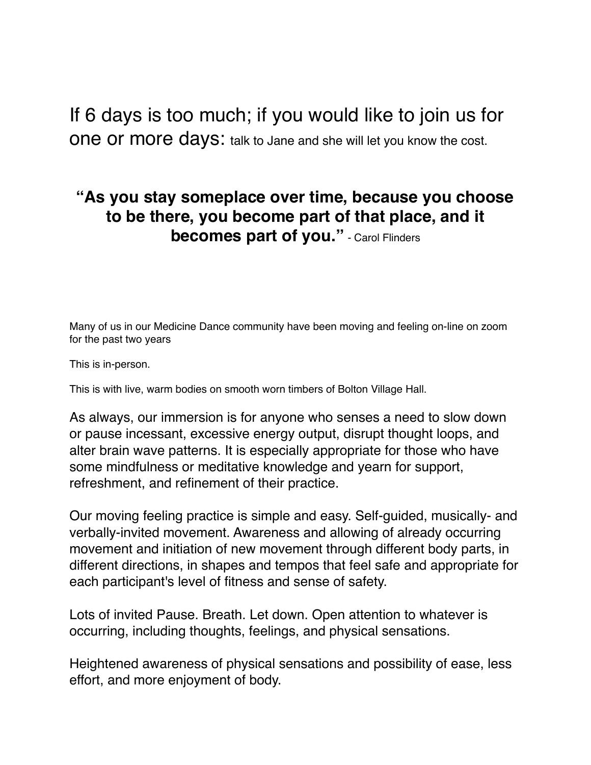If 6 days is too much; if you would like to join us for one or more days: talk to Jane and she will let you know the cost.

**"As you stay someplace over time, because you choose to be there, you become part of that place, and it becomes part of you."** - Carol Flinders

Many of us in our Medicine Dance community have been moving and feeling on-line on zoom for the past two years

This is in-person.

This is with live, warm bodies on smooth worn timbers of Bolton Village Hall.

As always, our immersion is for anyone who senses a need to slow down or pause incessant, excessive energy output, disrupt thought loops, and alter brain wave patterns. It is especially appropriate for those who have some mindfulness or meditative knowledge and yearn for support, refreshment, and refinement of their practice.

Our moving feeling practice is simple and easy. Self-guided, musically- and verbally-invited movement. Awareness and allowing of already occurring movement and initiation of new movement through different body parts, in different directions, in shapes and tempos that feel safe and appropriate for each participant's level of fitness and sense of safety.

Lots of invited Pause. Breath. Let down. Open attention to whatever is occurring, including thoughts, feelings, and physical sensations.

Heightened awareness of physical sensations and possibility of ease, less effort, and more enjoyment of body.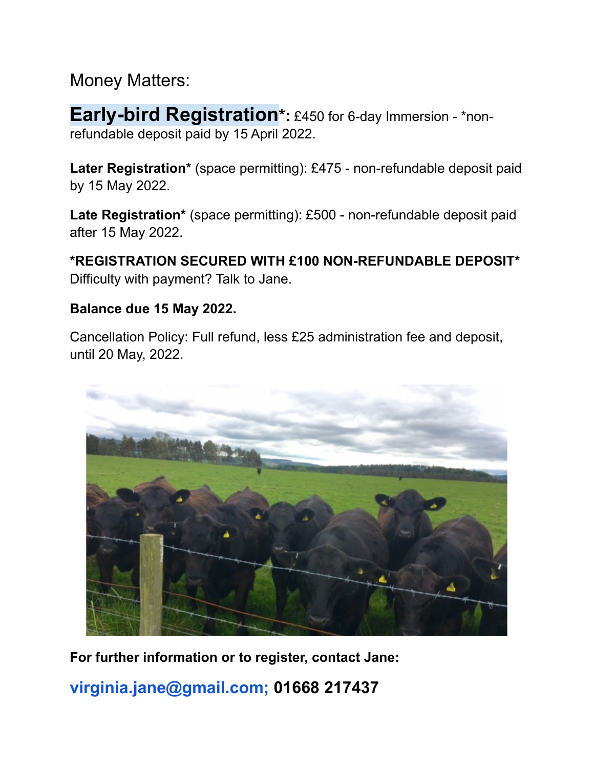Money Matters:

**Early-bird Registration*:** £450 for 6-day Immersion - *non-refundable deposit paid by 15 April 2022.

**Later Registration*** (space permitting): £475 - non-refundable deposit paid by 15 May 2022.

**Late Registration*** (space permitting): £500 - non-refundable deposit paid after 15 May 2022.

***REGISTRATION SECURED WITH £100 NON-REFUNDABLE DEPOSIT***
Difficulty with payment? Talk to Jane.

**Balance due 15 May 2022.**

Cancellation Policy: Full refund, less £25 administration fee and deposit, until 20 May, 2022.

**For further information or to register, contact Jane:**

**virginia.jane@gmail.com; 01668 217437**